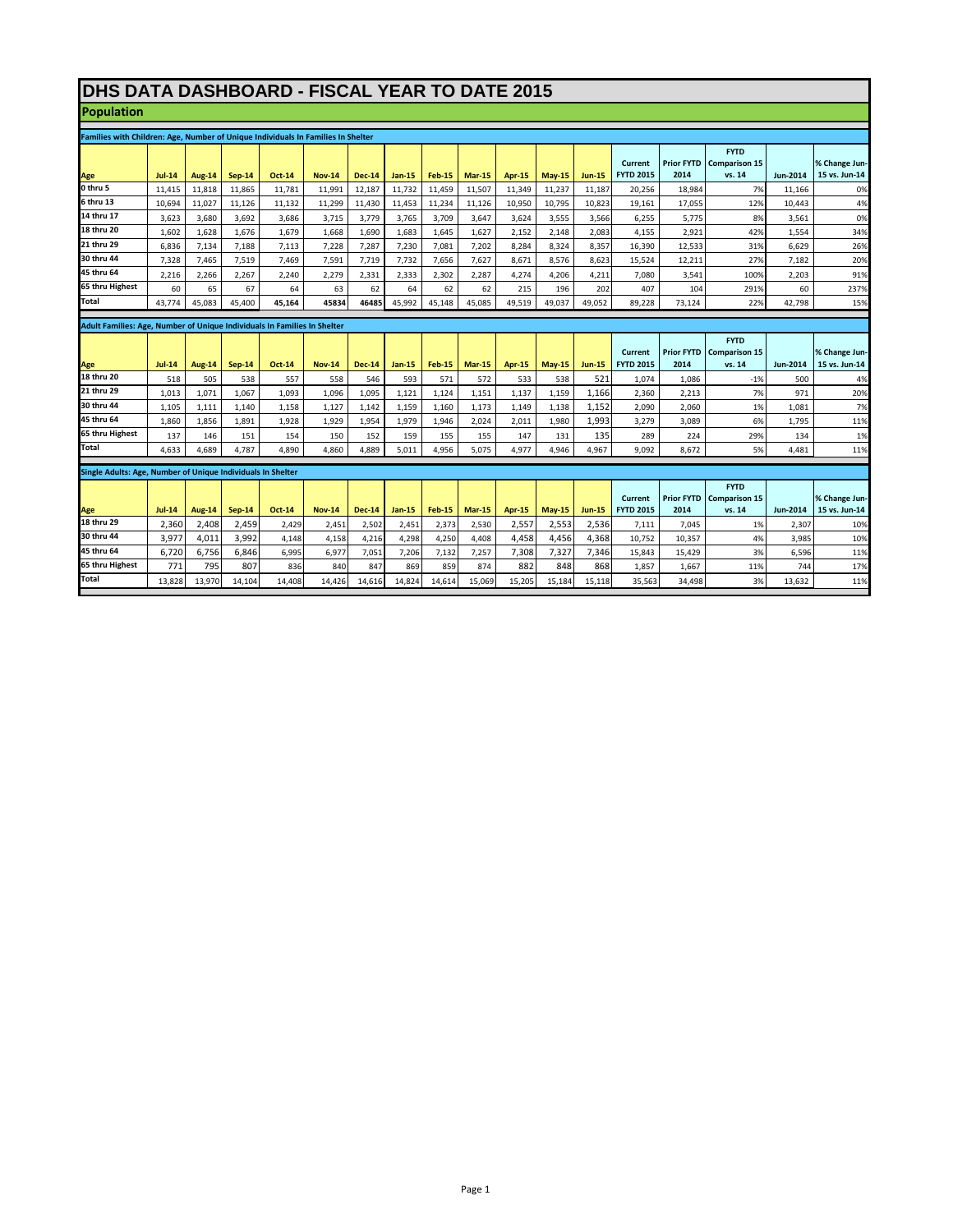# DHS DATA DASHBOARD - FISCAL YEAR TO DATE 2015

## Population

### Families with Children: Age, Number of Unique Individuals In Families In Shelter

| Age | Jul-14 | Aug-14 | Sep-14 | Oct-14 | Nov-14 | Dec-14 | Jan-15 | Feb-15 | Mar-15 | Apr-15 | May-15 | Jun-15 | Current FYTD 2015 | Prior FYTD 2014 | FYTD Comparison 15 vs. 14 | Jun-2014 | % Change Jun-15 vs. Jun-14 |
|---|---|---|---|---|---|---|---|---|---|---|---|---|---|---|---|---|---|
| 0 thru 5 | 11,415 | 11,818 | 11,865 | 11,781 | 11,991 | 12,187 | 11,732 | 11,459 | 11,507 | 11,349 | 11,237 | 11,187 | 20,256 | 18,984 | 7% | 11,166 | 0% |
| 6 thru 13 | 10,694 | 11,027 | 11,126 | 11,132 | 11,299 | 11,430 | 11,453 | 11,234 | 11,126 | 10,950 | 10,795 | 10,823 | 19,161 | 17,055 | 12% | 10,443 | 4% |
| 14 thru 17 | 3,623 | 3,680 | 3,692 | 3,686 | 3,715 | 3,779 | 3,765 | 3,709 | 3,647 | 3,624 | 3,555 | 3,566 | 6,255 | 5,775 | 8% | 3,561 | 0% |
| 18 thru 20 | 1,602 | 1,628 | 1,676 | 1,679 | 1,668 | 1,690 | 1,683 | 1,645 | 1,627 | 2,152 | 2,148 | 2,083 | 4,155 | 2,921 | 42% | 1,554 | 34% |
| 21 thru 29 | 6,836 | 7,134 | 7,188 | 7,113 | 7,228 | 7,287 | 7,230 | 7,081 | 7,202 | 8,284 | 8,324 | 8,357 | 16,390 | 12,533 | 31% | 6,629 | 26% |
| 30 thru 44 | 7,328 | 7,465 | 7,519 | 7,469 | 7,591 | 7,719 | 7,732 | 7,656 | 7,627 | 8,671 | 8,576 | 8,623 | 15,524 | 12,211 | 27% | 7,182 | 20% |
| 45 thru 64 | 2,216 | 2,266 | 2,267 | 2,240 | 2,279 | 2,331 | 2,333 | 2,302 | 2,287 | 4,274 | 4,206 | 4,211 | 7,080 | 3,541 | 100% | 2,203 | 91% |
| 65 thru Highest | 60 | 65 | 67 | 64 | 63 | 62 | 64 | 62 | 62 | 215 | 196 | 202 | 407 | 104 | 291% | 60 | 237% |
| Total | 43,774 | 45,083 | 45,400 | **45,164** | **45834** | **46485** | 45,992 | 45,148 | 45,085 | 49,519 | 49,037 | 49,052 | 89,228 | 73,124 | 22% | 42,798 | 15% |

### Adult Families: Age, Number of Unique Individuals In Families In Shelter

| Age | Jul-14 | Aug-14 | Sep-14 | Oct-14 | Nov-14 | Dec-14 | Jan-15 | Feb-15 | Mar-15 | Apr-15 | May-15 | Jun-15 | Current FYTD 2015 | Prior FYTD 2014 | FYTD Comparison 15 vs. 14 | Jun-2014 | % Change Jun-15 vs. Jun-14 |
|---|---|---|---|---|---|---|---|---|---|---|---|---|---|---|---|---|---|
| 18 thru 20 | 518 | 505 | 538 | 557 | 558 | 546 | 593 | 571 | 572 | 533 | 538 | 521 | 1,074 | 1,086 | -1% | 500 | 4% |
| 21 thru 29 | 1,013 | 1,071 | 1,067 | 1,093 | 1,096 | 1,095 | 1,121 | 1,124 | 1,151 | 1,137 | 1,159 | 1,166 | 2,360 | 2,213 | 7% | 971 | 20% |
| 30 thru 44 | 1,105 | 1,111 | 1,140 | 1,158 | 1,127 | 1,142 | 1,159 | 1,160 | 1,173 | 1,149 | 1,138 | 1,152 | 2,090 | 2,060 | 1% | 1,081 | 7% |
| 45 thru 64 | 1,860 | 1,856 | 1,891 | 1,928 | 1,929 | 1,954 | 1,979 | 1,946 | 2,024 | 2,011 | 1,980 | 1,993 | 3,279 | 3,089 | 6% | 1,795 | 11% |
| 65 thru Highest | 137 | 146 | 151 | 154 | 150 | 152 | 159 | 155 | 155 | 147 | 131 | 135 | 289 | 224 | 29% | 134 | 1% |
| Total | 4,633 | 4,689 | 4,787 | 4,890 | 4,860 | 4,889 | 5,011 | 4,956 | 5,075 | 4,977 | 4,946 | 4,967 | 9,092 | 8,672 | 5% | 4,481 | 11% |

### Single Adults: Age, Number of Unique Individuals In Shelter

| Age | Jul-14 | Aug-14 | Sep-14 | Oct-14 | Nov-14 | Dec-14 | Jan-15 | Feb-15 | Mar-15 | Apr-15 | May-15 | Jun-15 | Current FYTD 2015 | Prior FYTD 2014 | FYTD Comparison 15 vs. 14 | Jun-2014 | % Change Jun-15 vs. Jun-14 |
|---|---|---|---|---|---|---|---|---|---|---|---|---|---|---|---|---|---|
| 18 thru 29 | 2,360 | 2,408 | 2,459 | 2,429 | 2,451 | 2,502 | 2,451 | 2,373 | 2,530 | 2,557 | 2,553 | 2,536 | 7,111 | 7,045 | 1% | 2,307 | 10% |
| 30 thru 44 | 3,977 | 4,011 | 3,992 | 4,148 | 4,158 | 4,216 | 4,298 | 4,250 | 4,408 | 4,458 | 4,456 | 4,368 | 10,752 | 10,357 | 4% | 3,985 | 10% |
| 45 thru 64 | 6,720 | 6,756 | 6,846 | 6,995 | 6,977 | 7,051 | 7,206 | 7,132 | 7,257 | 7,308 | 7,327 | 7,346 | 15,843 | 15,429 | 3% | 6,596 | 11% |
| 65 thru Highest | 771 | 795 | 807 | 836 | 840 | 847 | 869 | 859 | 874 | 882 | 848 | 868 | 1,857 | 1,667 | 11% | 744 | 17% |
| Total | 13,828 | 13,970 | 14,104 | 14,408 | 14,426 | 14,616 | 14,824 | 14,614 | 15,069 | 15,205 | 15,184 | 15,118 | 35,563 | 34,498 | 3% | 13,632 | 11% |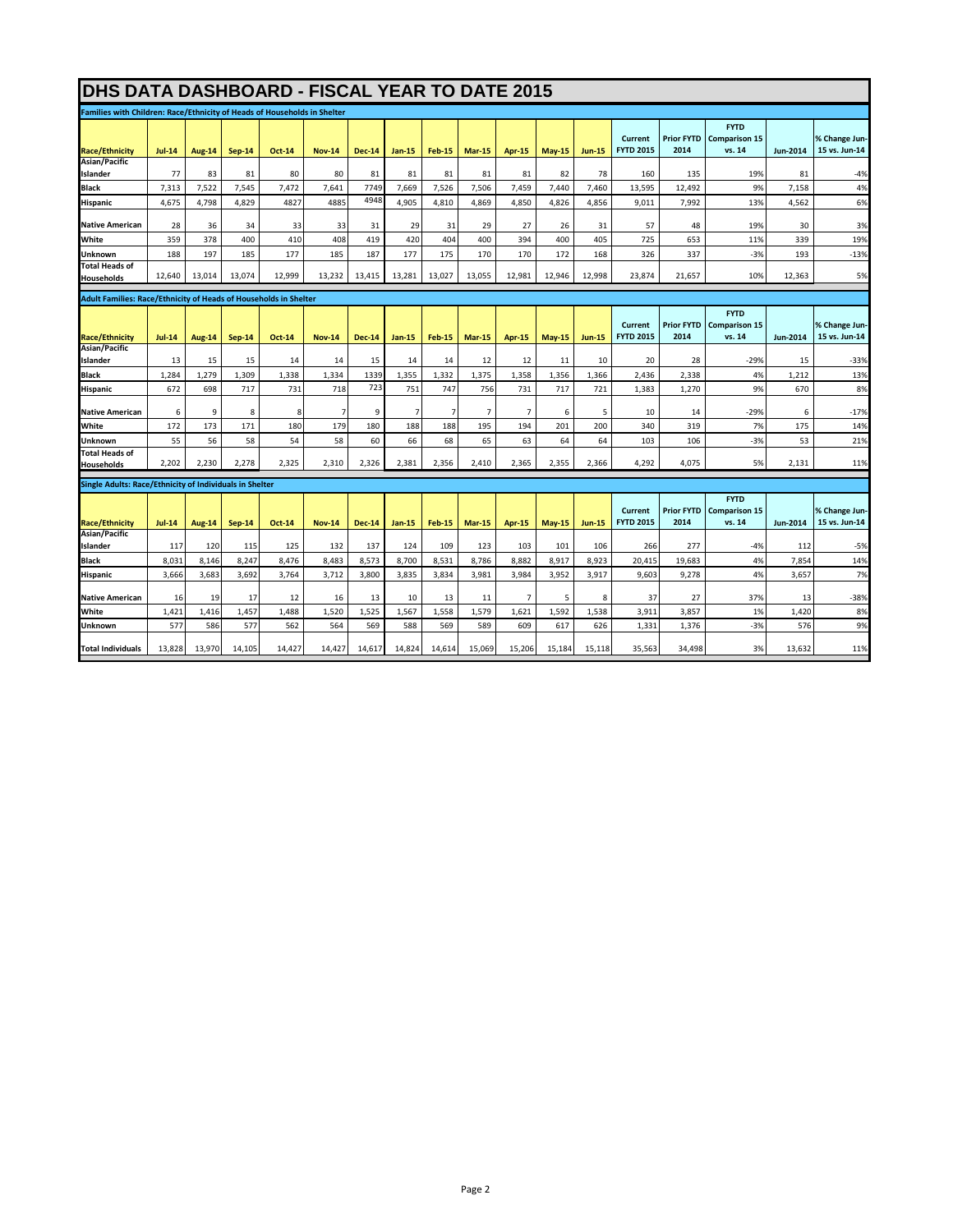# DHS DATA DASHBOARD - FISCAL YEAR TO DATE 2015

**Families with Children: Race/Ethnicity of Heads of Households in Shelter**

| Race/Ethnicity | Jul-14 | Aug-14 | Sep-14 | Oct-14 | Nov-14 | Dec-14 | Jan-15 | Feb-15 | Mar-15 | Apr-15 | May-15 | Jun-15 | Current FYTD 2015 | Prior FYTD 2014 | FYTD Comparison 15 vs. 14 | Jun-2014 | % Change Jun-15 vs. Jun-14 |
|---|---|---|---|---|---|---|---|---|---|---|---|---|---|---|---|---|---|
| Asian/Pacific Islander | 77 | 83 | 81 | 80 | 80 | 81 | 81 | 81 | 81 | 81 | 82 | 78 | 160 | 135 | 19% | 81 | -4% |
| Black | 7,313 | 7,522 | 7,545 | 7,472 | 7,641 | 7749 | 7,669 | 7,526 | 7,506 | 7,459 | 7,440 | 7,460 | 13,595 | 12,492 | 9% | 7,158 | 4% |
| Hispanic | 4,675 | 4,798 | 4,829 | 4827 | 4885 | 4948 | 4,905 | 4,810 | 4,869 | 4,850 | 4,826 | 4,856 | 9,011 | 7,992 | 13% | 4,562 | 6% |
| Native American | 28 | 36 | 34 | 33 | 33 | 31 | 29 | 31 | 29 | 27 | 26 | 31 | 57 | 48 | 19% | 30 | 3% |
| White | 359 | 378 | 400 | 410 | 408 | 419 | 420 | 404 | 400 | 394 | 400 | 405 | 725 | 653 | 11% | 339 | 19% |
| Unknown | 188 | 197 | 185 | 177 | 185 | 187 | 177 | 175 | 170 | 170 | 172 | 168 | 326 | 337 | -3% | 193 | -13% |
| Total Heads of Households | 12,640 | 13,014 | 13,074 | 12,999 | 13,232 | 13,415 | 13,281 | 13,027 | 13,055 | 12,981 | 12,946 | 12,998 | 23,874 | 21,657 | 10% | 12,363 | 5% |

**Adult Families: Race/Ethnicity of Heads of Households in Shelter**

| Race/Ethnicity | Jul-14 | Aug-14 | Sep-14 | Oct-14 | Nov-14 | Dec-14 | Jan-15 | Feb-15 | Mar-15 | Apr-15 | May-15 | Jun-15 | Current FYTD 2015 | Prior FYTD 2014 | FYTD Comparison 15 vs. 14 | Jun-2014 | % Change Jun-15 vs. Jun-14 |
|---|---|---|---|---|---|---|---|---|---|---|---|---|---|---|---|---|---|
| Asian/Pacific Islander | 13 | 15 | 15 | 14 | 14 | 15 | 14 | 14 | 12 | 12 | 11 | 10 | 20 | 28 | -29% | 15 | -33% |
| Black | 1,284 | 1,279 | 1,309 | 1,338 | 1,334 | 1339 | 1,355 | 1,332 | 1,375 | 1,358 | 1,356 | 1,366 | 2,436 | 2,338 | 4% | 1,212 | 13% |
| Hispanic | 672 | 698 | 717 | 731 | 718 | 723 | 751 | 747 | 756 | 731 | 717 | 721 | 1,383 | 1,270 | 9% | 670 | 8% |
| Native American | 6 | 9 | 8 | 8 | 7 | 9 | 7 | 7 | 7 | 7 | 6 | 5 | 10 | 14 | -29% | 6 | -17% |
| White | 172 | 173 | 171 | 180 | 179 | 180 | 188 | 188 | 195 | 194 | 201 | 200 | 340 | 319 | 7% | 175 | 14% |
| Unknown | 55 | 56 | 58 | 54 | 58 | 60 | 66 | 68 | 65 | 63 | 64 | 64 | 103 | 106 | -3% | 53 | 21% |
| Total Heads of Households | 2,202 | 2,230 | 2,278 | 2,325 | 2,310 | 2,326 | 2,381 | 2,356 | 2,410 | 2,365 | 2,355 | 2,366 | 4,292 | 4,075 | 5% | 2,131 | 11% |

**Single Adults: Race/Ethnicity of Individuals in Shelter**

| Race/Ethnicity | Jul-14 | Aug-14 | Sep-14 | Oct-14 | Nov-14 | Dec-14 | Jan-15 | Feb-15 | Mar-15 | Apr-15 | May-15 | Jun-15 | Current FYTD 2015 | Prior FYTD 2014 | FYTD Comparison 15 vs. 14 | Jun-2014 | % Change Jun-15 vs. Jun-14 |
|---|---|---|---|---|---|---|---|---|---|---|---|---|---|---|---|---|---|
| Asian/Pacific Islander | 117 | 120 | 115 | 125 | 132 | 137 | 124 | 109 | 123 | 103 | 101 | 106 | 266 | 277 | -4% | 112 | -5% |
| Black | 8,031 | 8,146 | 8,247 | 8,476 | 8,483 | 8,573 | 8,700 | 8,531 | 8,786 | 8,882 | 8,917 | 8,923 | 20,415 | 19,683 | 4% | 7,854 | 14% |
| Hispanic | 3,666 | 3,683 | 3,692 | 3,764 | 3,712 | 3,800 | 3,835 | 3,834 | 3,981 | 3,984 | 3,952 | 3,917 | 9,603 | 9,278 | 4% | 3,657 | 7% |
| Native American | 16 | 19 | 17 | 12 | 16 | 13 | 10 | 13 | 11 | 7 | 5 | 8 | 37 | 27 | 37% | 13 | -38% |
| White | 1,421 | 1,416 | 1,457 | 1,488 | 1,520 | 1,525 | 1,567 | 1,558 | 1,579 | 1,621 | 1,592 | 1,538 | 3,911 | 3,857 | 1% | 1,420 | 8% |
| Unknown | 577 | 586 | 577 | 562 | 564 | 569 | 588 | 569 | 589 | 609 | 617 | 626 | 1,331 | 1,376 | -3% | 576 | 9% |
| Total Individuals | 13,828 | 13,970 | 14,105 | 14,427 | 14,427 | 14,617 | 14,824 | 14,614 | 15,069 | 15,206 | 15,184 | 15,118 | 35,563 | 34,498 | 3% | 13,632 | 11% |